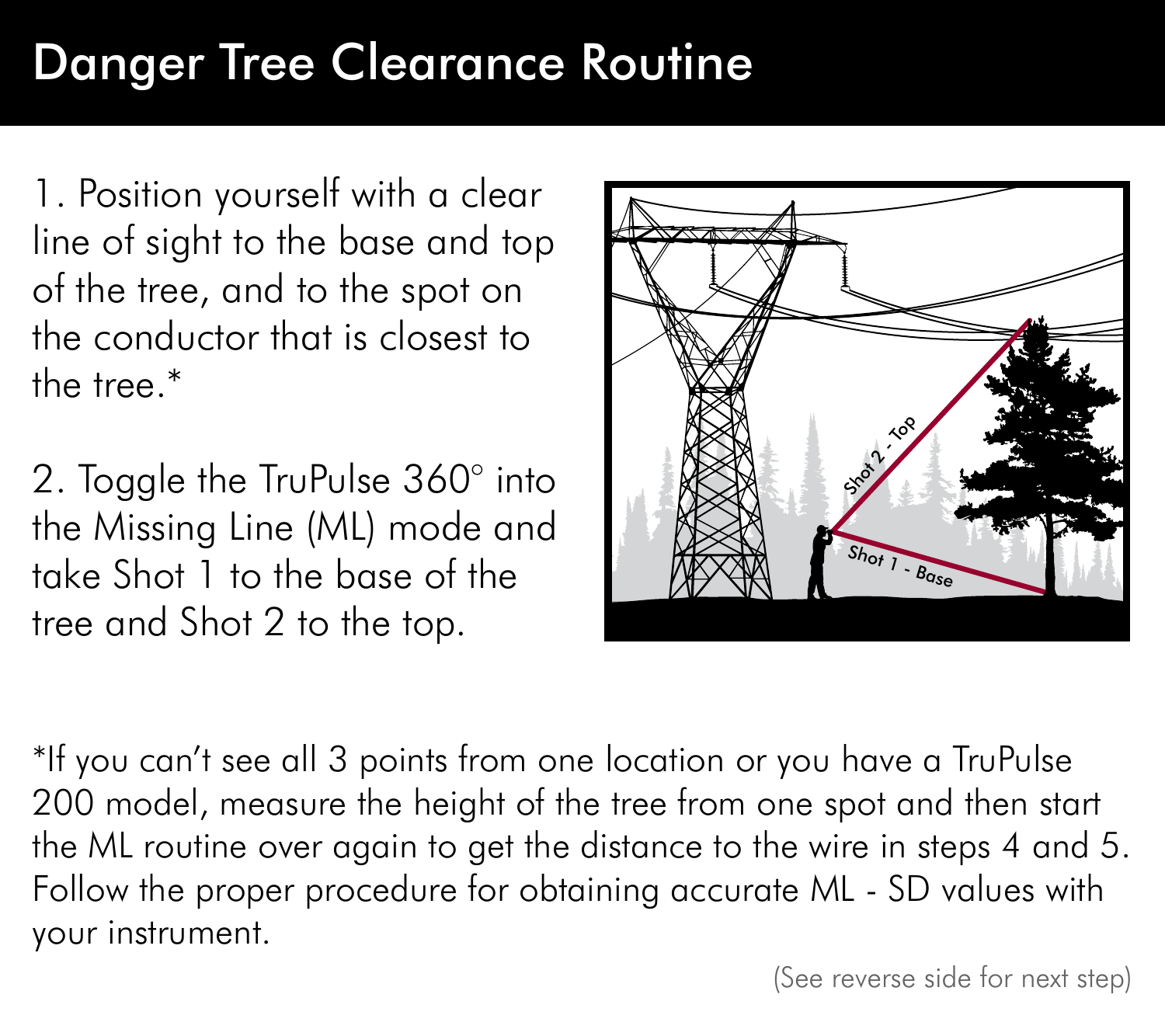# Danger Tree Clearance Routine

1. Position yourself with a clear line of sight to the base and top of the tree, and to the spot on the conductor that is closest to the tree.*

2. Toggle the TruPulse 360° into the Missing Line (ML) mode and take Shot 1 to the base of the tree and Shot 2 to the top.

*If you can't see all 3 points from one location or you have a TruPulse 200 model, measure the height of the tree from one spot and then start the ML routine over again to get the distance to the wire in steps 4 and 5. Follow the proper procedure for obtaining accurate ML - SD values with your instrument.

(See reverse side for next step)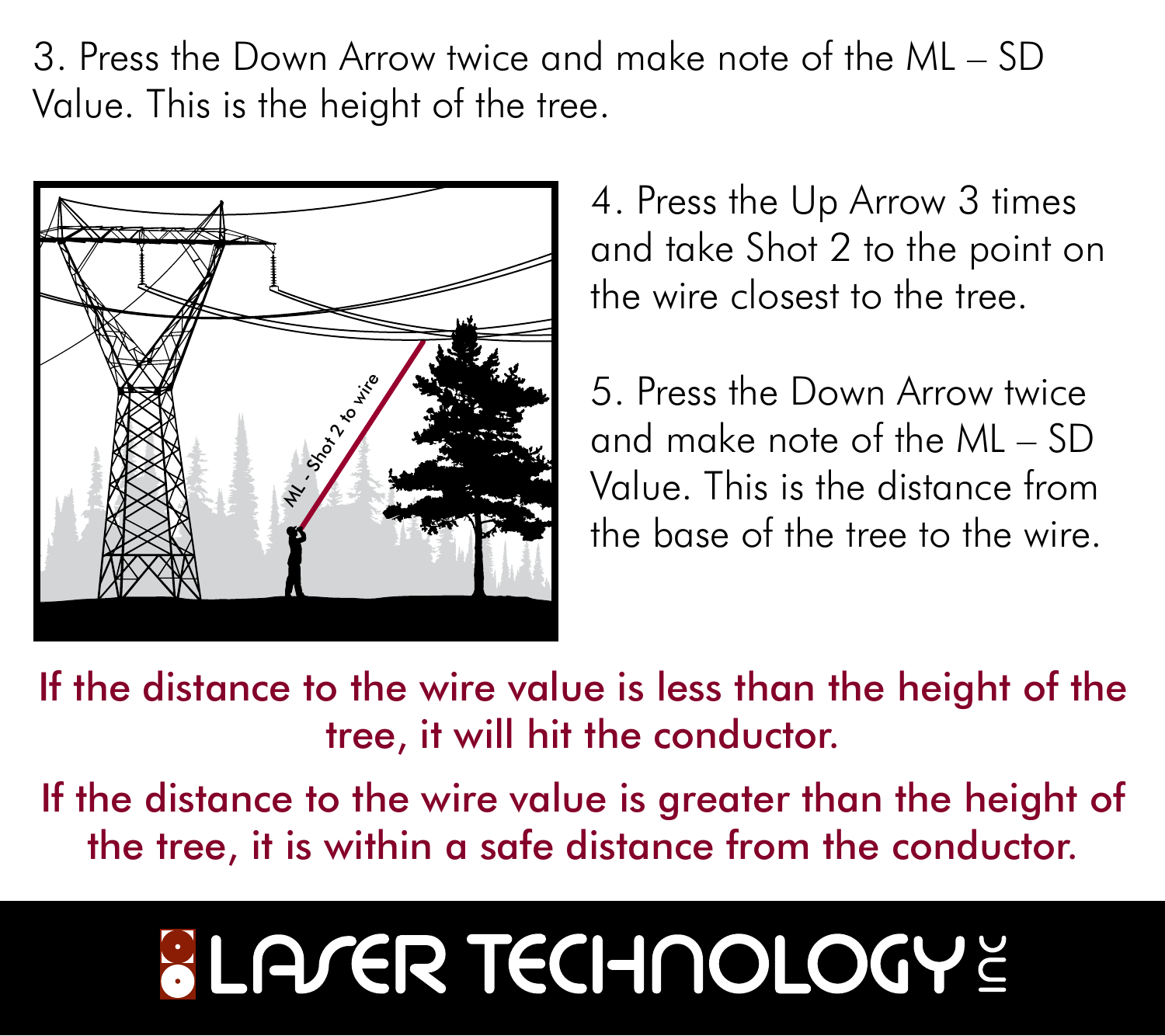3. Press the Down Arrow twice and make note of the ML – SD Value. This is the height of the tree.

ML - Shot 2 to wire

4. Press the Up Arrow 3 times and take Shot 2 to the point on the wire closest to the tree.

5. Press the Down Arrow twice and make note of the ML – SD Value. This is the distance from the base of the tree to the wire.

**If the distance to the wire value is less than the height of the tree, it will hit the conductor.**

**If the distance to the wire value is greater than the height of the tree, it is within a safe distance from the conductor.**

LASER TECHNOLOGY INC